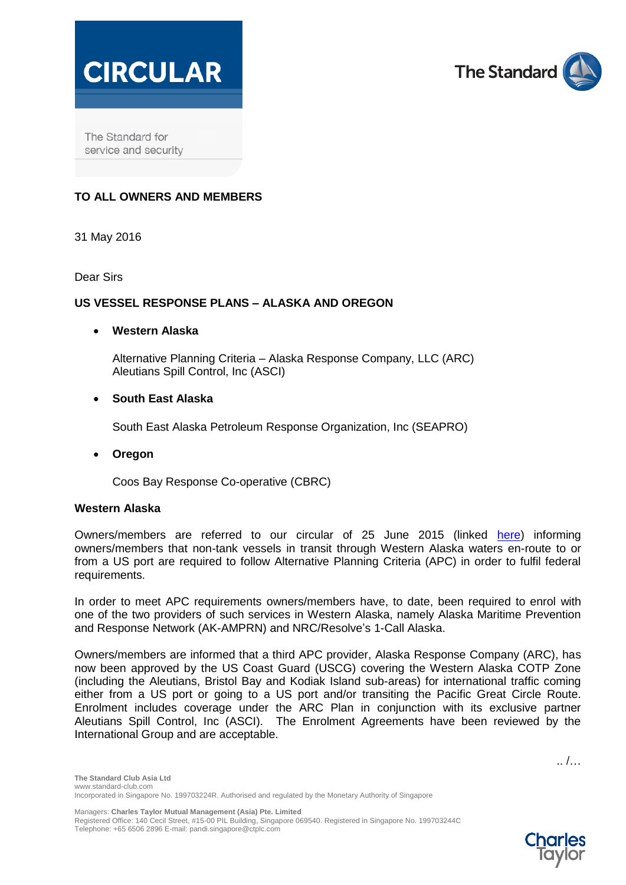# CIRCULAR

The Standard for service and security

**TO ALL OWNERS AND MEMBERS**

31 May 2016

Dear Sirs

**US VESSEL RESPONSE PLANS – ALASKA AND OREGON**

- **Western Alaska**

  Alternative Planning Criteria – Alaska Response Company, LLC (ARC)
  Aleutians Spill Control, Inc (ASCI)

- **South East Alaska**

  South East Alaska Petroleum Response Organization, Inc (SEAPRO)

- **Oregon**

  Coos Bay Response Co-operative (CBRC)

**Western Alaska**

Owners/members are referred to our circular of 25 June 2015 (linked here) informing owners/members that non-tank vessels in transit through Western Alaska waters en-route to or from a US port are required to follow Alternative Planning Criteria (APC) in order to fulfil federal requirements.

In order to meet APC requirements owners/members have, to date, been required to enrol with one of the two providers of such services in Western Alaska, namely Alaska Maritime Prevention and Response Network (AK-AMPRN) and NRC/Resolve's 1-Call Alaska.

Owners/members are informed that a third APC provider, Alaska Response Company (ARC), has now been approved by the US Coast Guard (USCG) covering the Western Alaska COTP Zone (including the Aleutians, Bristol Bay and Kodiak Island sub-areas) for international traffic coming either from a US port or going to a US port and/or transiting the Pacific Great Circle Route. Enrolment includes coverage under the ARC Plan in conjunction with its exclusive partner Aleutians Spill Control, Inc (ASCI). The Enrolment Agreements have been reviewed by the International Group and are acceptable.

.. /…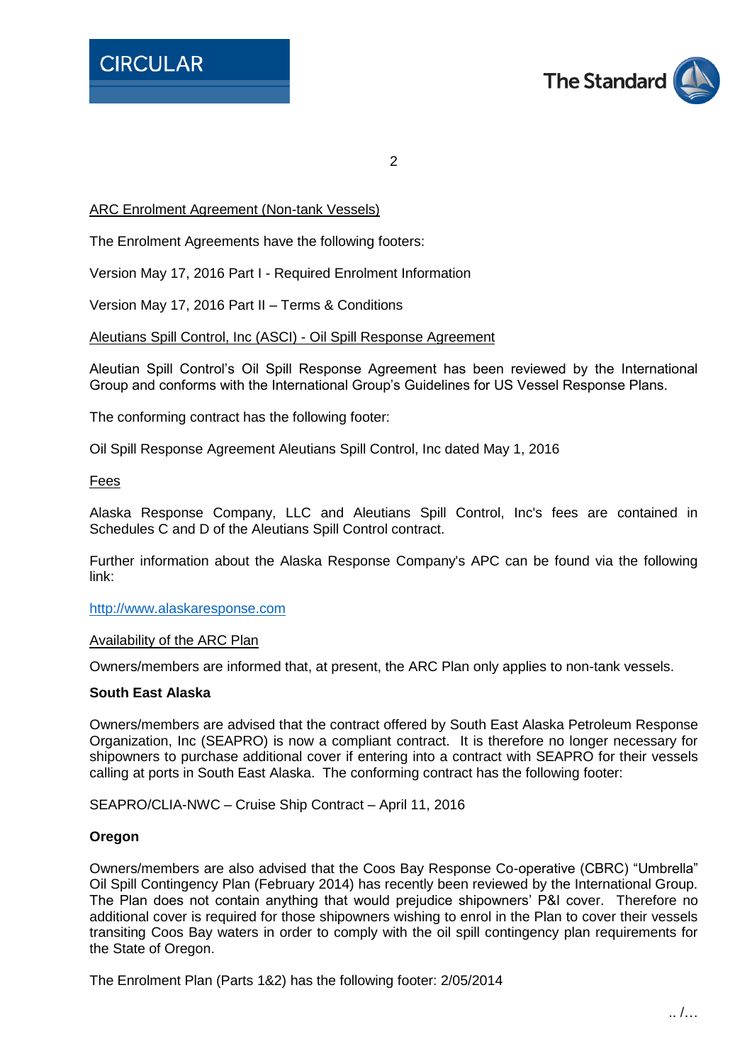ARC Enrolment Agreement (Non-tank Vessels)

The Enrolment Agreements have the following footers:

Version May 17, 2016 Part I - Required Enrolment Information

Version May 17, 2016 Part II – Terms & Conditions

Aleutians Spill Control, Inc (ASCI) - Oil Spill Response Agreement

Aleutian Spill Control's Oil Spill Response Agreement has been reviewed by the International Group and conforms with the International Group's Guidelines for US Vessel Response Plans.

The conforming contract has the following footer:

Oil Spill Response Agreement Aleutians Spill Control, Inc dated May 1, 2016

Fees

Alaska Response Company, LLC and Aleutians Spill Control, Inc's fees are contained in Schedules C and D of the Aleutians Spill Control contract.

Further information about the Alaska Response Company's APC can be found via the following link:

http://www.alaskaresponse.com

Availability of the ARC Plan

Owners/members are informed that, at present, the ARC Plan only applies to non-tank vessels.

**South East Alaska**

Owners/members are advised that the contract offered by South East Alaska Petroleum Response Organization, Inc (SEAPRO) is now a compliant contract. It is therefore no longer necessary for shipowners to purchase additional cover if entering into a contract with SEAPRO for their vessels calling at ports in South East Alaska. The conforming contract has the following footer:

SEAPRO/CLIA-NWC – Cruise Ship Contract – April 11, 2016

**Oregon**

Owners/members are also advised that the Coos Bay Response Co-operative (CBRC) "Umbrella" Oil Spill Contingency Plan (February 2014) has recently been reviewed by the International Group. The Plan does not contain anything that would prejudice shipowners' P&I cover. Therefore no additional cover is required for those shipowners wishing to enrol in the Plan to cover their vessels transiting Coos Bay waters in order to comply with the oil spill contingency plan requirements for the State of Oregon.

The Enrolment Plan (Parts 1&2) has the following footer: 2/05/2014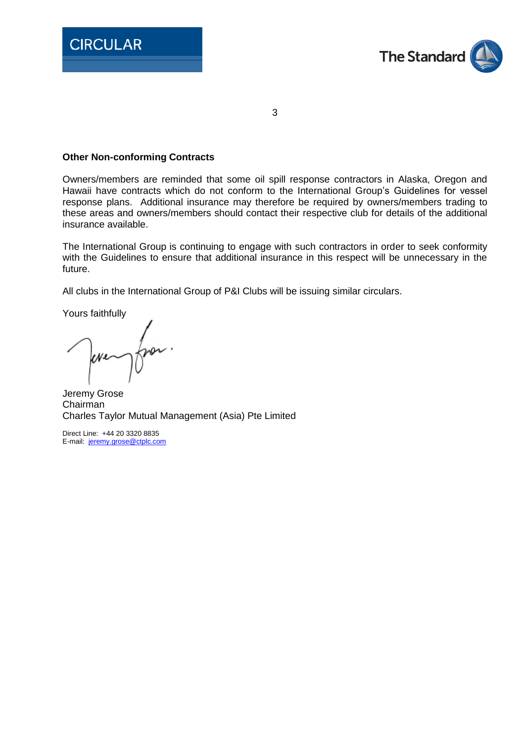**Other Non-conforming Contracts**

Owners/members are reminded that some oil spill response contractors in Alaska, Oregon and Hawaii have contracts which do not conform to the International Group's Guidelines for vessel response plans. Additional insurance may therefore be required by owners/members trading to these areas and owners/members should contact their respective club for details of the additional insurance available.

The International Group is continuing to engage with such contractors in order to seek conformity with the Guidelines to ensure that additional insurance in this respect will be unnecessary in the future.

All clubs in the International Group of P&I Clubs will be issuing similar circulars.

Yours faithfully

Jeremy Grose
Chairman
Charles Taylor Mutual Management (Asia) Pte Limited

Direct Line: +44 20 3320 8835
E-mail: jeremy.grose@ctplc.com